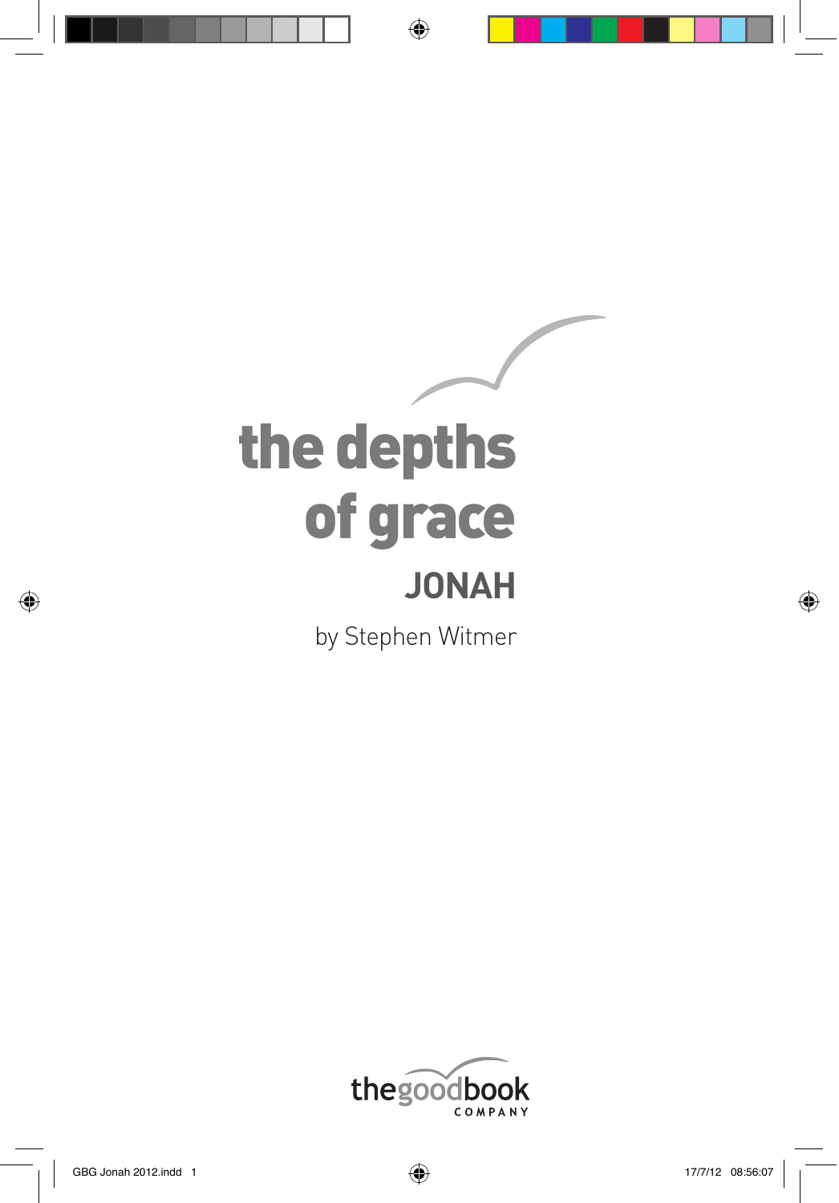# the depths of grace

## JONAH

by Stephen Witmer

thegoodbook COMPANY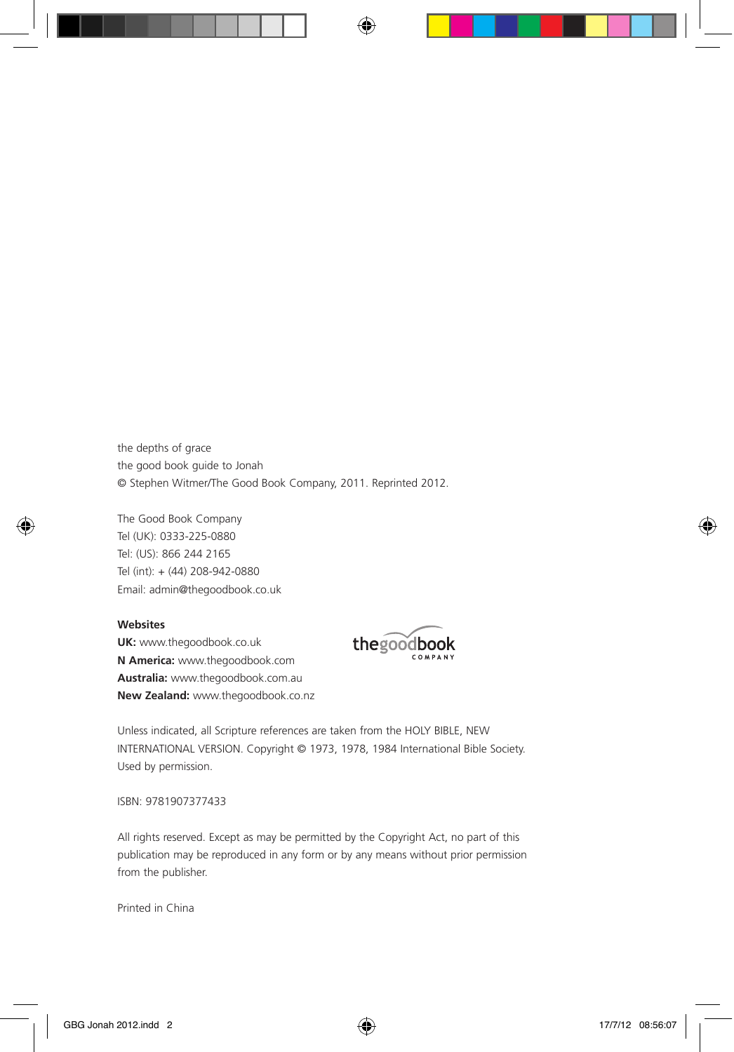the depths of grace
the good book guide to Jonah
© Stephen Witmer/The Good Book Company, 2011. Reprinted 2012.

The Good Book Company
Tel (UK): 0333-225-0880
Tel: (US): 866 244 2165
Tel (int): + (44) 208-942-0880
Email: admin@thegoodbook.co.uk

**Websites**
**UK:** www.thegoodbook.co.uk
**N America:** www.thegoodbook.com
**Australia:** www.thegoodbook.com.au
**New Zealand:** www.thegoodbook.co.nz

thegoodbook COMPANY

Unless indicated, all Scripture references are taken from the HOLY BIBLE, NEW INTERNATIONAL VERSION. Copyright © 1973, 1978, 1984 International Bible Society. Used by permission.

ISBN: 9781907377433

All rights reserved. Except as may be permitted by the Copyright Act, no part of this publication may be reproduced in any form or by any means without prior permission from the publisher.

Printed in China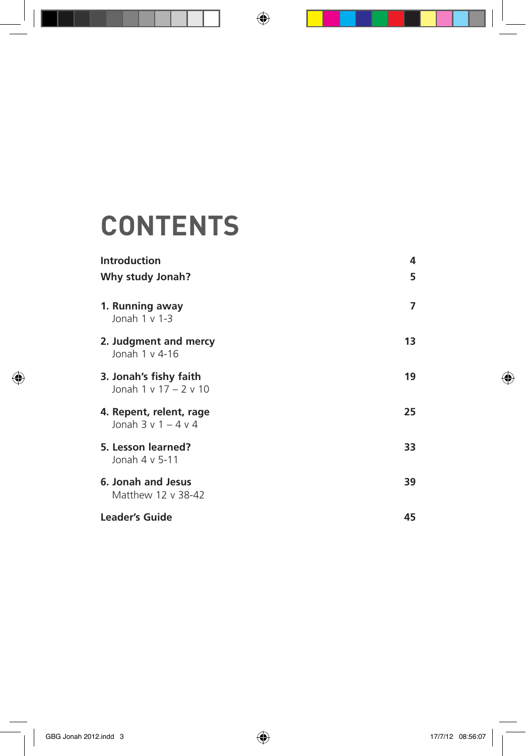# CONTENTS

| | |
|---|---|
| **Introduction** | **4** |
| **Why study Jonah?** | **5** |
| **1. Running away** Jonah 1 v 1-3 | **7** |
| **2. Judgment and mercy** Jonah 1 v 4-16 | **13** |
| **3. Jonah's fishy faith** Jonah 1 v 17 – 2 v 10 | **19** |
| **4. Repent, relent, rage** Jonah 3 v 1 – 4 v 4 | **25** |
| **5. Lesson learned?** Jonah 4 v 5-11 | **33** |
| **6. Jonah and Jesus** Matthew 12 v 38-42 | **39** |
| **Leader's Guide** | **45** |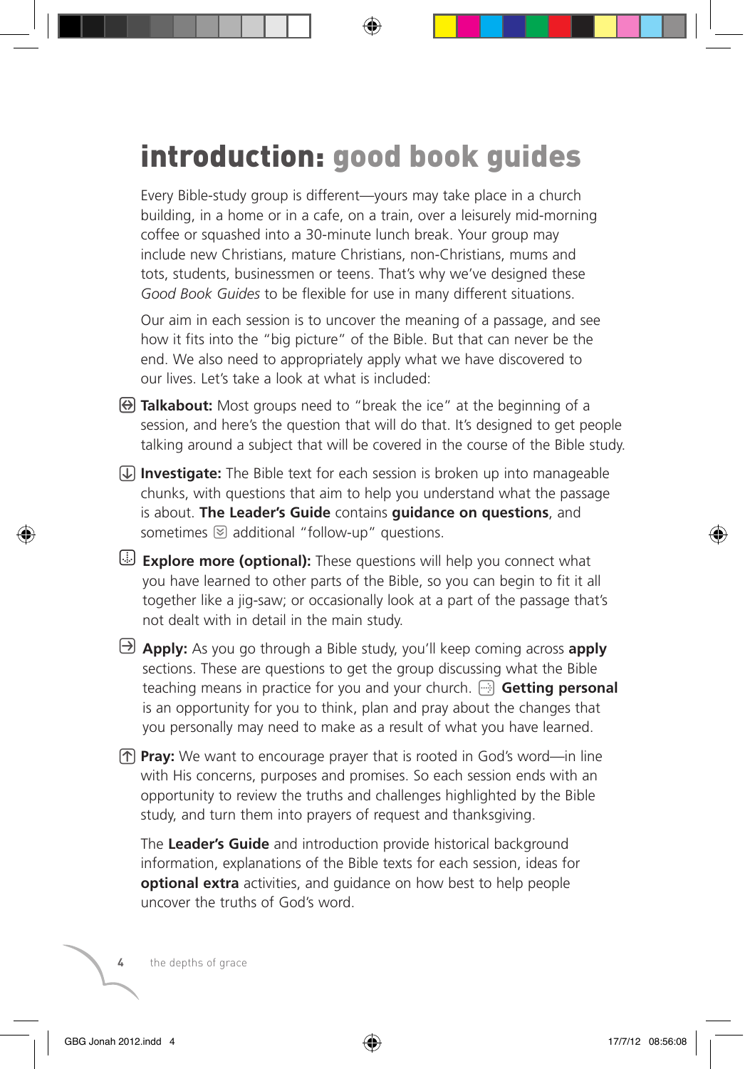# introduction: good book guides

Every Bible-study group is different—yours may take place in a church building, in a home or in a cafe, on a train, over a leisurely mid-morning coffee or squashed into a 30-minute lunch break. Your group may include new Christians, mature Christians, non-Christians, mums and tots, students, businessmen or teens. That's why we've designed these *Good Book Guides* to be flexible for use in many different situations.

Our aim in each session is to uncover the meaning of a passage, and see how it fits into the "big picture" of the Bible. But that can never be the end. We also need to appropriately apply what we have discovered to our lives. Let's take a look at what is included:

**Talkabout:** Most groups need to "break the ice" at the beginning of a session, and here's the question that will do that. It's designed to get people talking around a subject that will be covered in the course of the Bible study.

**Investigate:** The Bible text for each session is broken up into manageable chunks, with questions that aim to help you understand what the passage is about. **The Leader's Guide** contains **guidance on questions**, and sometimes additional "follow-up" questions.

**Explore more (optional):** These questions will help you connect what you have learned to other parts of the Bible, so you can begin to fit it all together like a jig-saw; or occasionally look at a part of the passage that's not dealt with in detail in the main study.

**Apply:** As you go through a Bible study, you'll keep coming across **apply** sections. These are questions to get the group discussing what the Bible teaching means in practice for you and your church. **Getting personal** is an opportunity for you to think, plan and pray about the changes that you personally may need to make as a result of what you have learned.

**Pray:** We want to encourage prayer that is rooted in God's word—in line with His concerns, purposes and promises. So each session ends with an opportunity to review the truths and challenges highlighted by the Bible study, and turn them into prayers of request and thanksgiving.

The **Leader's Guide** and introduction provide historical background information, explanations of the Bible texts for each session, ideas for **optional extra** activities, and guidance on how best to help people uncover the truths of God's word.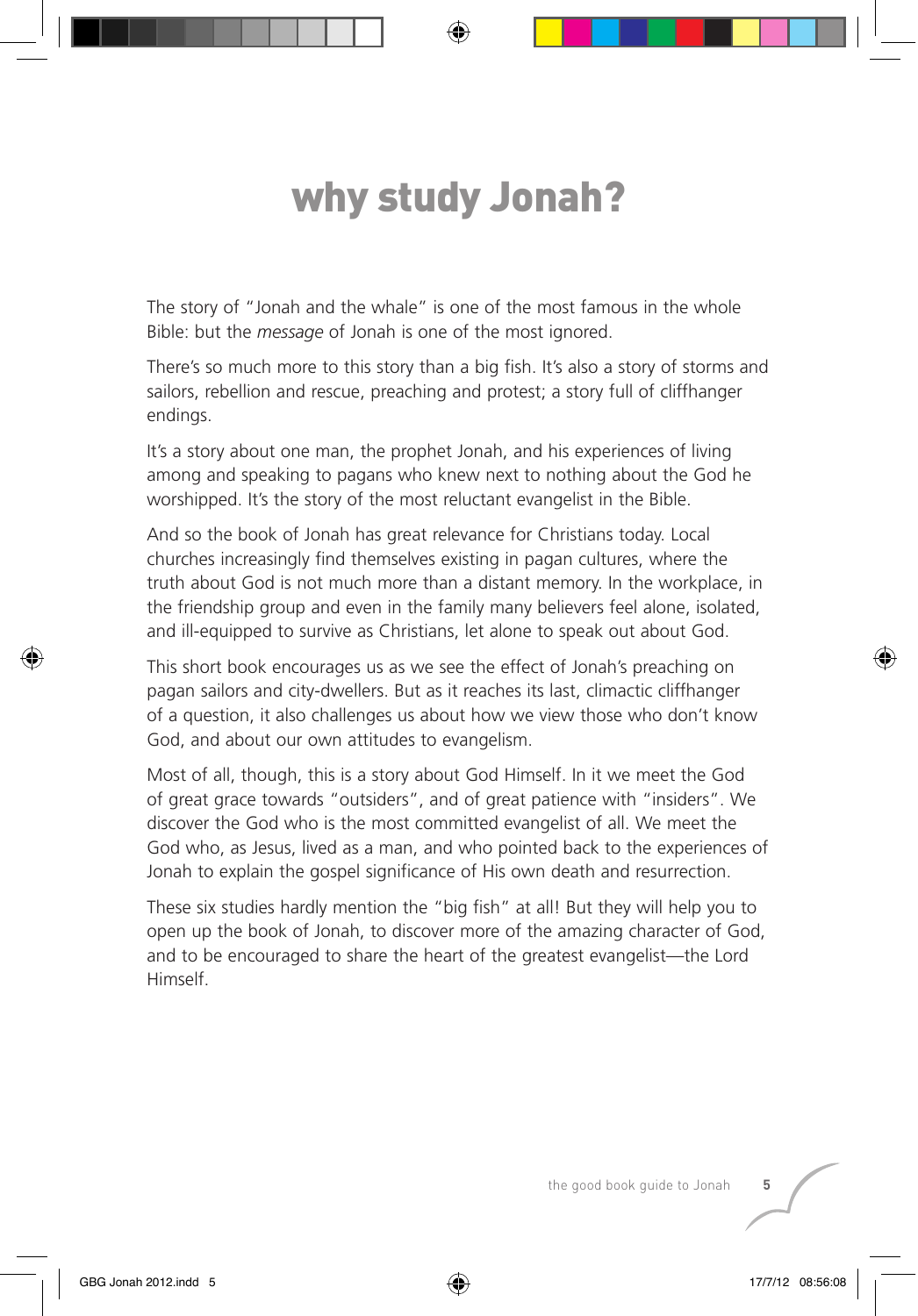# why study Jonah?

The story of "Jonah and the whale" is one of the most famous in the whole Bible: but the *message* of Jonah is one of the most ignored.

There's so much more to this story than a big fish. It's also a story of storms and sailors, rebellion and rescue, preaching and protest; a story full of cliffhanger endings.

It's a story about one man, the prophet Jonah, and his experiences of living among and speaking to pagans who knew next to nothing about the God he worshipped. It's the story of the most reluctant evangelist in the Bible.

And so the book of Jonah has great relevance for Christians today. Local churches increasingly find themselves existing in pagan cultures, where the truth about God is not much more than a distant memory. In the workplace, in the friendship group and even in the family many believers feel alone, isolated, and ill-equipped to survive as Christians, let alone to speak out about God.

This short book encourages us as we see the effect of Jonah's preaching on pagan sailors and city-dwellers. But as it reaches its last, climactic cliffhanger of a question, it also challenges us about how we view those who don't know God, and about our own attitudes to evangelism.

Most of all, though, this is a story about God Himself. In it we meet the God of great grace towards "outsiders", and of great patience with "insiders". We discover the God who is the most committed evangelist of all. We meet the God who, as Jesus, lived as a man, and who pointed back to the experiences of Jonah to explain the gospel significance of His own death and resurrection.

These six studies hardly mention the "big fish" at all! But they will help you to open up the book of Jonah, to discover more of the amazing character of God, and to be encouraged to share the heart of the greatest evangelist—the Lord Himself.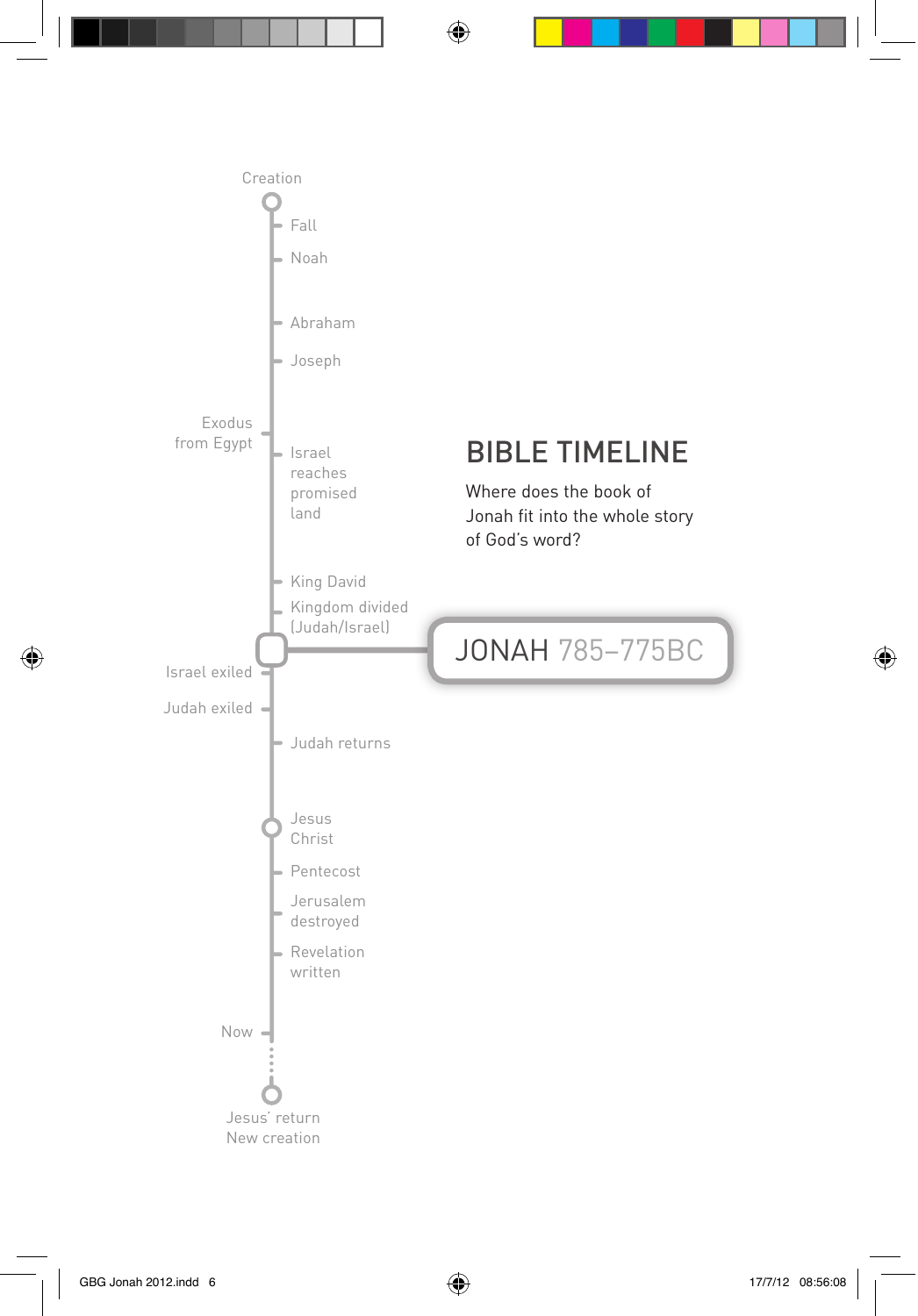## BIBLE TIMELINE

Where does the book of Jonah fit into the whole story of God's word?

- Creation
- Fall
- Noah
- Abraham
- Joseph
- Exodus from Egypt
- Israel reaches promised land
- King David
- Kingdom divided (Judah/Israel)
- **JONAH 785–775BC**
- Israel exiled
- Judah exiled
- Judah returns
- Jesus Christ
- Pentecost
- Jerusalem destroyed
- Revelation written
- Now
- Jesus' return New creation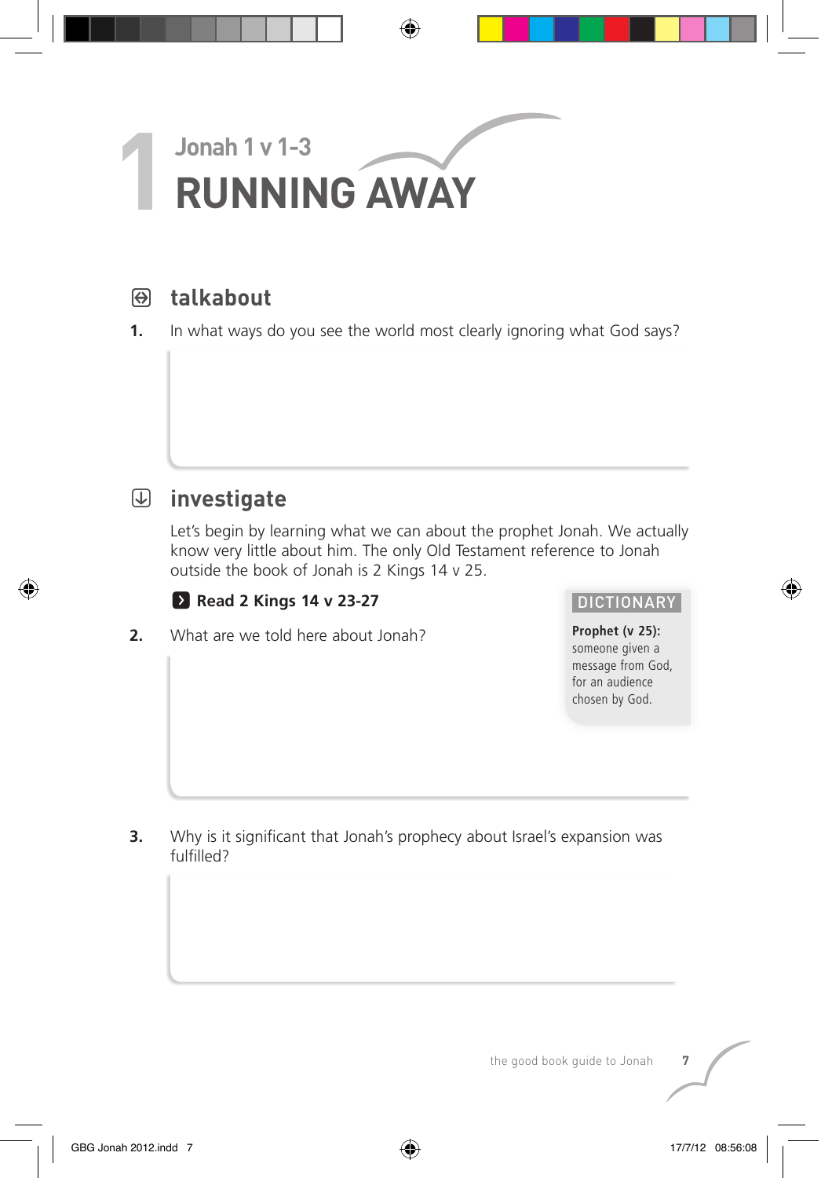# 1 Jonah 1 v 1-3

# RUNNING AWAY

## talkabout

**1.** In what ways do you see the world most clearly ignoring what God says?

## investigate

Let's begin by learning what we can about the prophet Jonah. We actually know very little about him. The only Old Testament reference to Jonah outside the book of Jonah is 2 Kings 14 v 25.

**Read 2 Kings 14 v 23-27**

**2.** What are we told here about Jonah?

> **DICTIONARY**
>
> **Prophet (v 25):** someone given a message from God, for an audience chosen by God.

**3.** Why is it significant that Jonah's prophecy about Israel's expansion was fulfilled?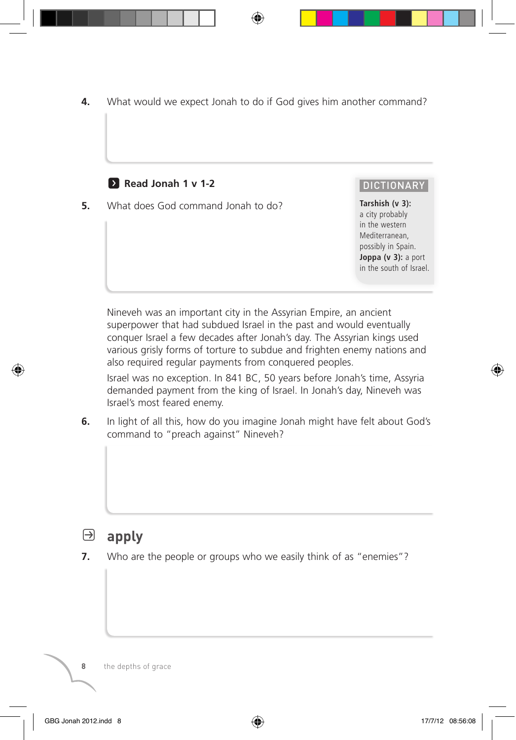**4.** What would we expect Jonah to do if God gives him another command?

**Read Jonah 1 v 1-2**

**5.** What does God command Jonah to do?

> **DICTIONARY**
>
> **Tarshish (v 3):** a city probably in the western Mediterranean, possibly in Spain.
>
> **Joppa (v 3):** a port in the south of Israel.

Nineveh was an important city in the Assyrian Empire, an ancient superpower that had subdued Israel in the past and would eventually conquer Israel a few decades after Jonah's day. The Assyrian kings used various grisly forms of torture to subdue and frighten enemy nations and also required regular payments from conquered peoples.

Israel was no exception. In 841 BC, 50 years before Jonah's time, Assyria demanded payment from the king of Israel. In Jonah's day, Nineveh was Israel's most feared enemy.

**6.** In light of all this, how do you imagine Jonah might have felt about God's command to "preach against" Nineveh?

## apply

**7.** Who are the people or groups who we easily think of as "enemies"?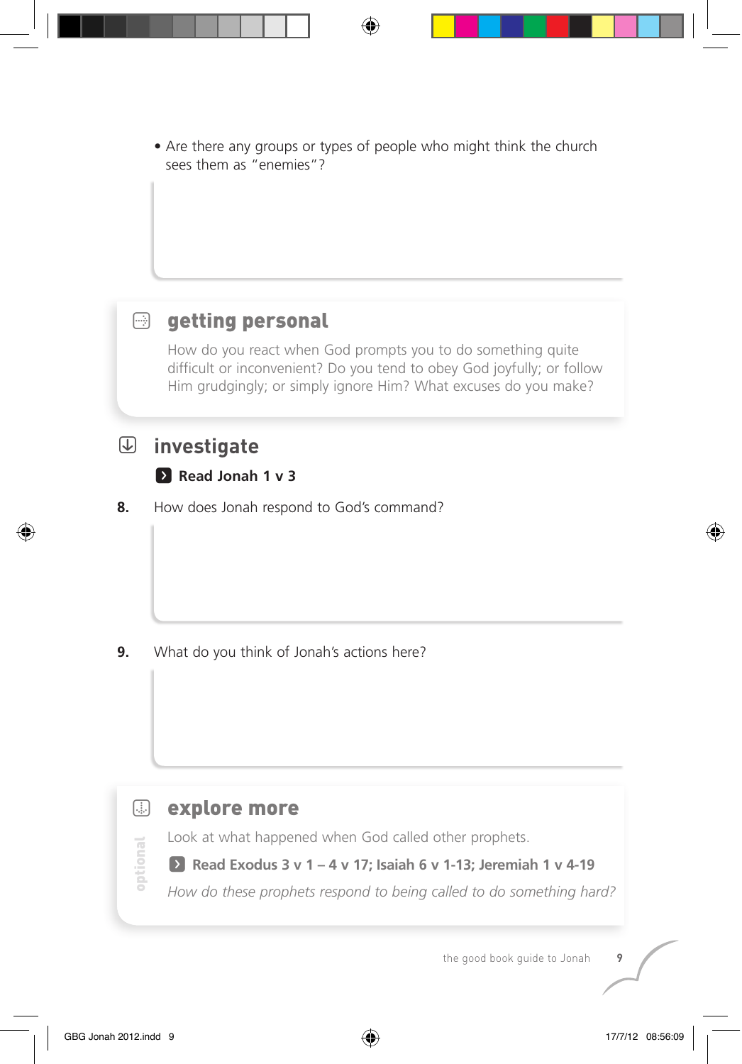- Are there any groups or types of people who might think the church sees them as "enemies"?

## getting personal

How do you react when God prompts you to do something quite difficult or inconvenient? Do you tend to obey God joyfully; or follow Him grudgingly; or simply ignore Him? What excuses do you make?

## investigate

**Read Jonah 1 v 3**

**8.** How does Jonah respond to God's command?

**9.** What do you think of Jonah's actions here?

## explore more

*optional*

Look at what happened when God called other prophets.

**Read Exodus 3 v 1 – 4 v 17; Isaiah 6 v 1-13; Jeremiah 1 v 4-19**

*How do these prophets respond to being called to do something hard?*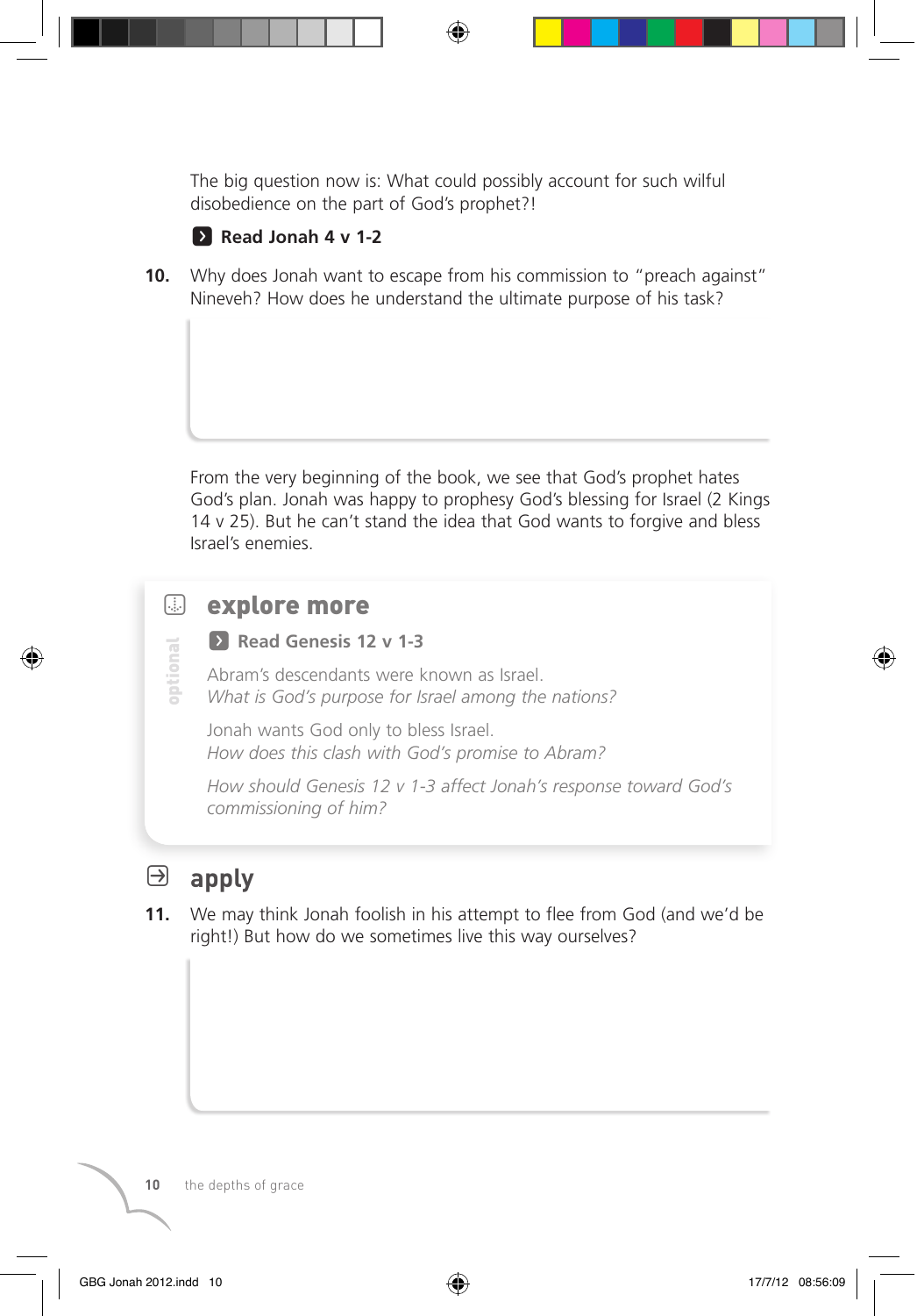The big question now is: What could possibly account for such wilful disobedience on the part of God's prophet?!

**Read Jonah 4 v 1-2**

**10.** Why does Jonah want to escape from his commission to "preach against" Nineveh? How does he understand the ultimate purpose of his task?

From the very beginning of the book, we see that God's prophet hates God's plan. Jonah was happy to prophesy God's blessing for Israel (2 Kings 14 v 25). But he can't stand the idea that God wants to forgive and bless Israel's enemies.

## explore more

optional

**Read Genesis 12 v 1-3**

Abram's descendants were known as Israel.
*What is God's purpose for Israel among the nations?*

Jonah wants God only to bless Israel.
*How does this clash with God's promise to Abram?*

*How should Genesis 12 v 1-3 affect Jonah's response toward God's commissioning of him?*

## apply

**11.** We may think Jonah foolish in his attempt to flee from God (and we'd be right!) But how do we sometimes live this way ourselves?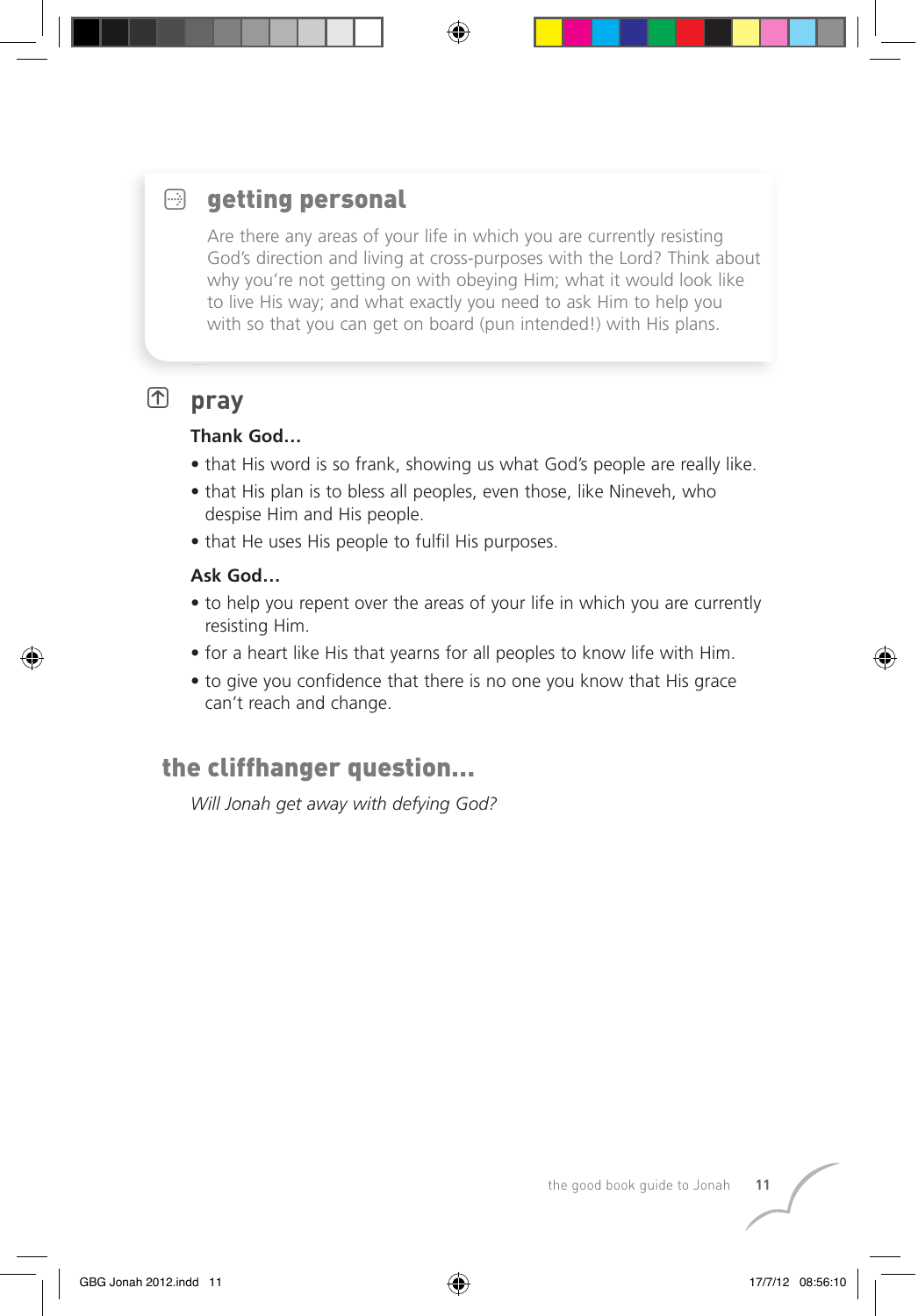## getting personal

Are there any areas of your life in which you are currently resisting God's direction and living at cross-purposes with the Lord? Think about why you're not getting on with obeying Him; what it would look like to live His way; and what exactly you need to ask Him to help you with so that you can get on board (pun intended!) with His plans.

## pray

**Thank God…**

- that His word is so frank, showing us what God's people are really like.
- that His plan is to bless all peoples, even those, like Nineveh, who despise Him and His people.
- that He uses His people to fulfil His purposes.

**Ask God…**

- to help you repent over the areas of your life in which you are currently resisting Him.
- for a heart like His that yearns for all peoples to know life with Him.
- to give you confidence that there is no one you know that His grace can't reach and change.

## the cliffhanger question…

*Will Jonah get away with defying God?*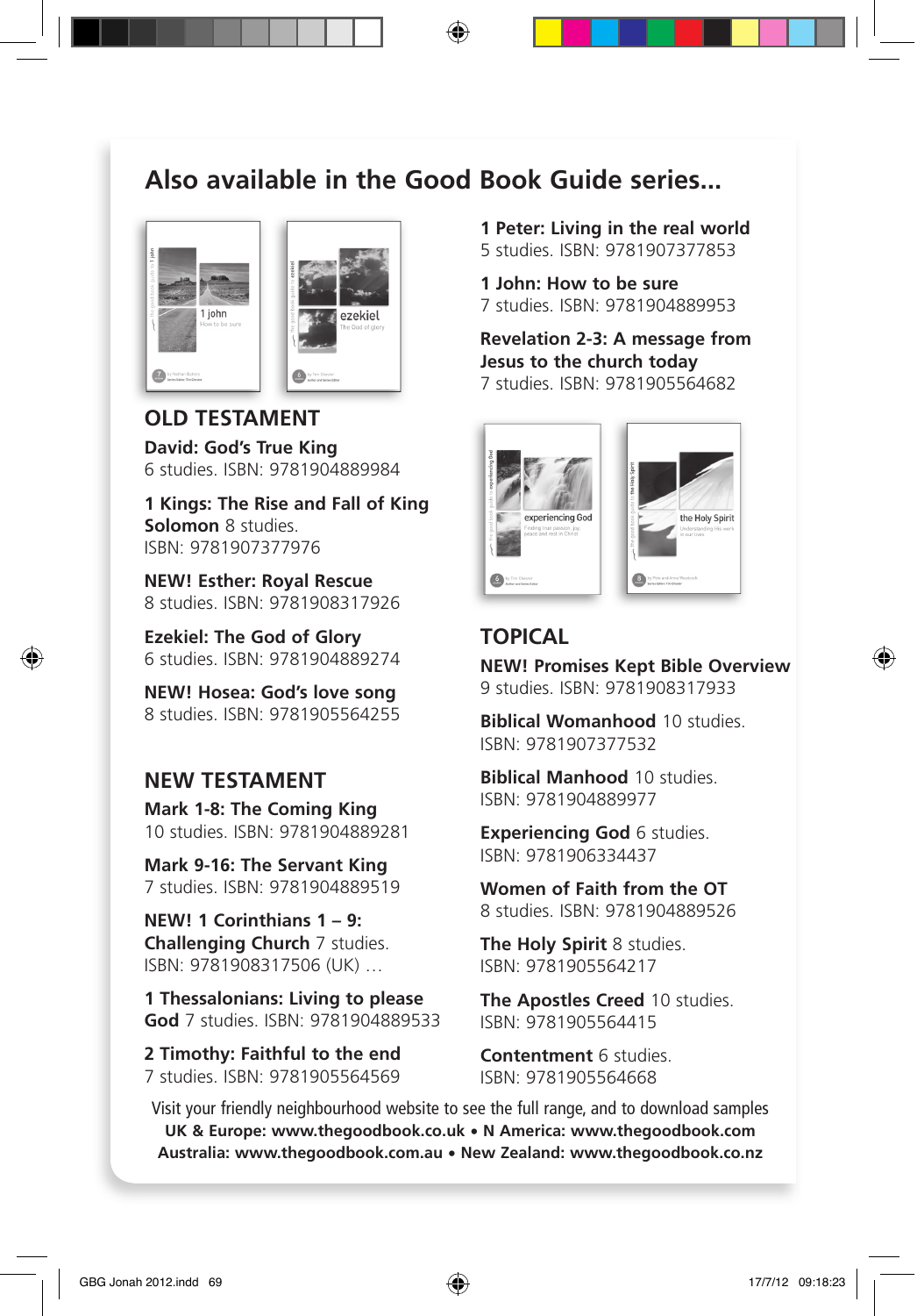## Also available in the Good Book Guide series...

### OLD TESTAMENT

**David: God's True King**
6 studies. ISBN: 9781904889984

**1 Kings: The Rise and Fall of King Solomon** 8 studies.
ISBN: 9781907377976

**NEW! Esther: Royal Rescue**
8 studies. ISBN: 9781908317926

**Ezekiel: The God of Glory**
6 studies. ISBN: 9781904889274

**NEW! Hosea: God's love song**
8 studies. ISBN: 9781905564255

### NEW TESTAMENT

**Mark 1-8: The Coming King**
10 studies. ISBN: 9781904889281

**Mark 9-16: The Servant King**
7 studies. ISBN: 9781904889519

**NEW! 1 Corinthians 1 – 9: Challenging Church** 7 studies.
ISBN: 9781908317506 (UK) …

**1 Thessalonians: Living to please God** 7 studies. ISBN: 9781904889533

**2 Timothy: Faithful to the end**
7 studies. ISBN: 9781905564569

**1 Peter: Living in the real world**
5 studies. ISBN: 9781907377853

**1 John: How to be sure**
7 studies. ISBN: 9781904889953

**Revelation 2-3: A message from Jesus to the church today**
7 studies. ISBN: 9781905564682

### TOPICAL

**NEW! Promises Kept Bible Overview**
9 studies. ISBN: 9781908317933

**Biblical Womanhood** 10 studies.
ISBN: 9781907377532

**Biblical Manhood** 10 studies.
ISBN: 9781904889977

**Experiencing God** 6 studies.
ISBN: 9781906334437

**Women of Faith from the OT**
8 studies. ISBN: 9781904889526

**The Holy Spirit** 8 studies.
ISBN: 9781905564217

**The Apostles Creed** 10 studies.
ISBN: 9781905564415

**Contentment** 6 studies.
ISBN: 9781905564668

Visit your friendly neighbourhood website to see the full range, and to download samples
**UK & Europe: www.thegoodbook.co.uk • N America: www.thegoodbook.com**
**Australia: www.thegoodbook.com.au • New Zealand: www.thegoodbook.co.nz**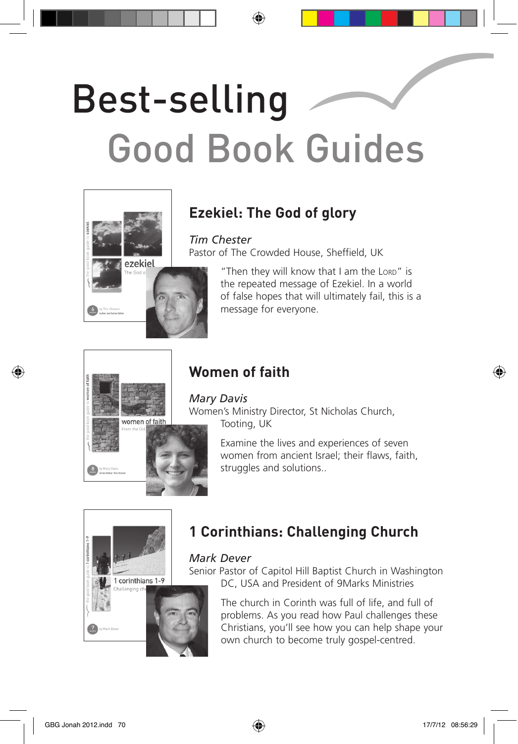# Best-selling Good Book Guides

## Ezekiel: The God of glory

*Tim Chester*
Pastor of The Crowded House, Sheffield, UK

"Then they will know that I am the Lord" is the repeated message of Ezekiel. In a world of false hopes that will ultimately fail, this is a message for everyone.

## Women of faith

*Mary Davis*
Women's Ministry Director, St Nicholas Church, Tooting, UK

Examine the lives and experiences of seven women from ancient Israel; their flaws, faith, struggles and solutions..

## 1 Corinthians: Challenging Church

*Mark Dever*
Senior Pastor of Capitol Hill Baptist Church in Washington DC, USA and President of 9Marks Ministries

The church in Corinth was full of life, and full of problems. As you read how Paul challenges these Christians, you'll see how you can help shape your own church to become truly gospel-centred.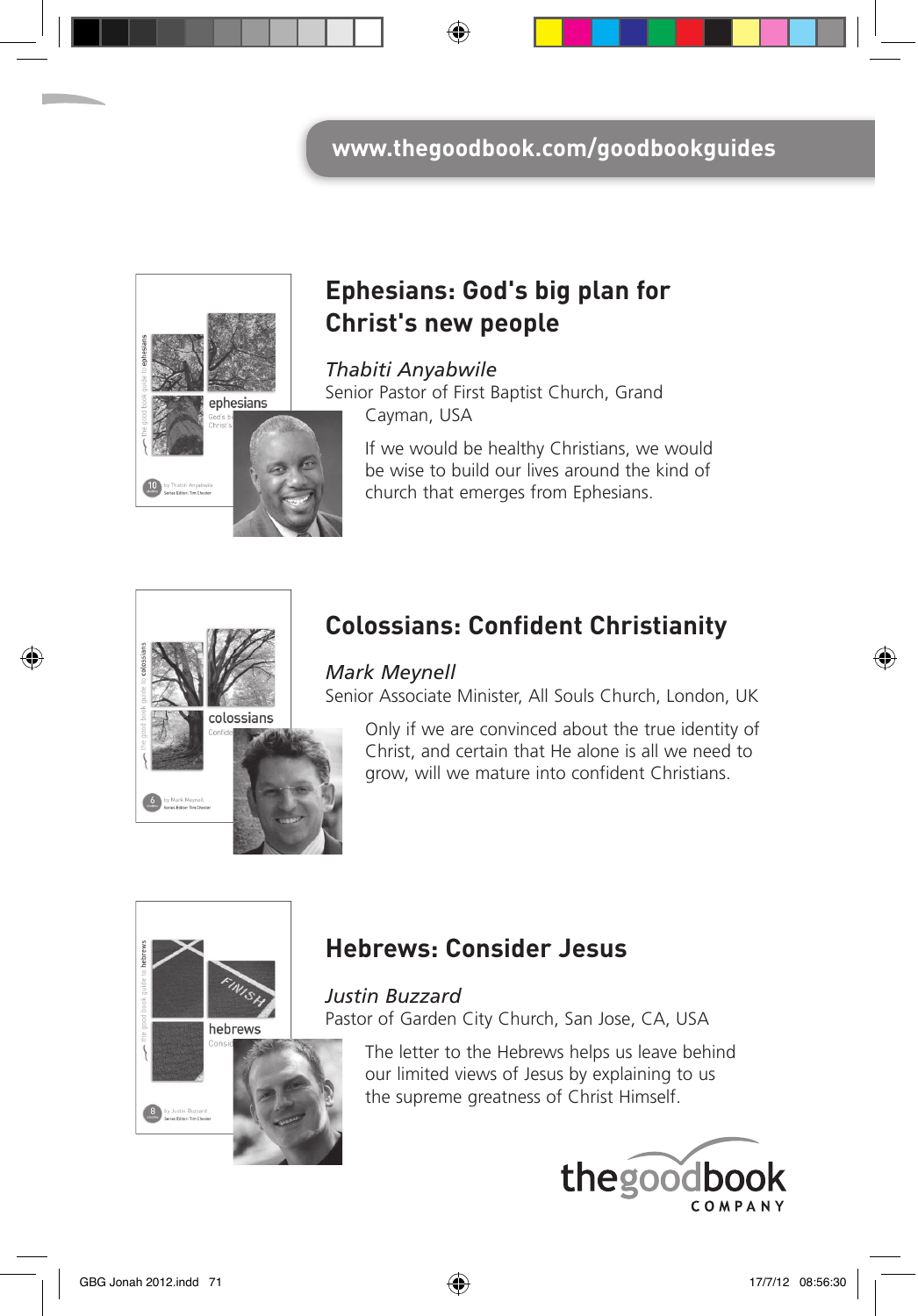www.thegoodbook.com/goodbookguides

## Ephesians: God's big plan for Christ's new people

*Thabiti Anyabwile*
Senior Pastor of First Baptist Church, Grand Cayman, USA

If we would be healthy Christians, we would be wise to build our lives around the kind of church that emerges from Ephesians.

## Colossians: Confident Christianity

*Mark Meynell*
Senior Associate Minister, All Souls Church, London, UK

Only if we are convinced about the true identity of Christ, and certain that He alone is all we need to grow, will we mature into confident Christians.

## Hebrews: Consider Jesus

*Justin Buzzard*
Pastor of Garden City Church, San Jose, CA, USA

The letter to the Hebrews helps us leave behind our limited views of Jesus by explaining to us the supreme greatness of Christ Himself.

thegoodbook COMPANY